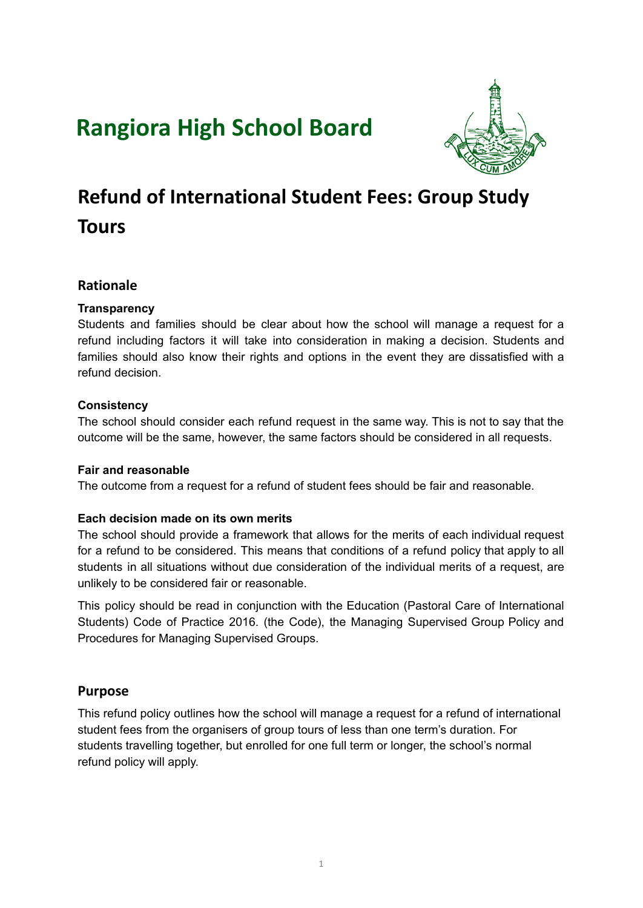# Rangiora High School Board

# Refund of International Student Fees: Group Study Tours

## Rationale

**Transparency**
Students and families should be clear about how the school will manage a request for a refund including factors it will take into consideration in making a decision. Students and families should also know their rights and options in the event they are dissatisfied with a refund decision.

**Consistency**
The school should consider each refund request in the same way. This is not to say that the outcome will be the same, however, the same factors should be considered in all requests.

**Fair and reasonable**
The outcome from a request for a refund of student fees should be fair and reasonable.

**Each decision made on its own merits**
The school should provide a framework that allows for the merits of each individual request for a refund to be considered. This means that conditions of a refund policy that apply to all students in all situations without due consideration of the individual merits of a request, are unlikely to be considered fair or reasonable.

This policy should be read in conjunction with the Education (Pastoral Care of International Students) Code of Practice 2016. (the Code), the Managing Supervised Group Policy and Procedures for Managing Supervised Groups.

## Purpose

This refund policy outlines how the school will manage a request for a refund of international student fees from the organisers of group tours of less than one term's duration. For students travelling together, but enrolled for one full term or longer, the school's normal refund policy will apply.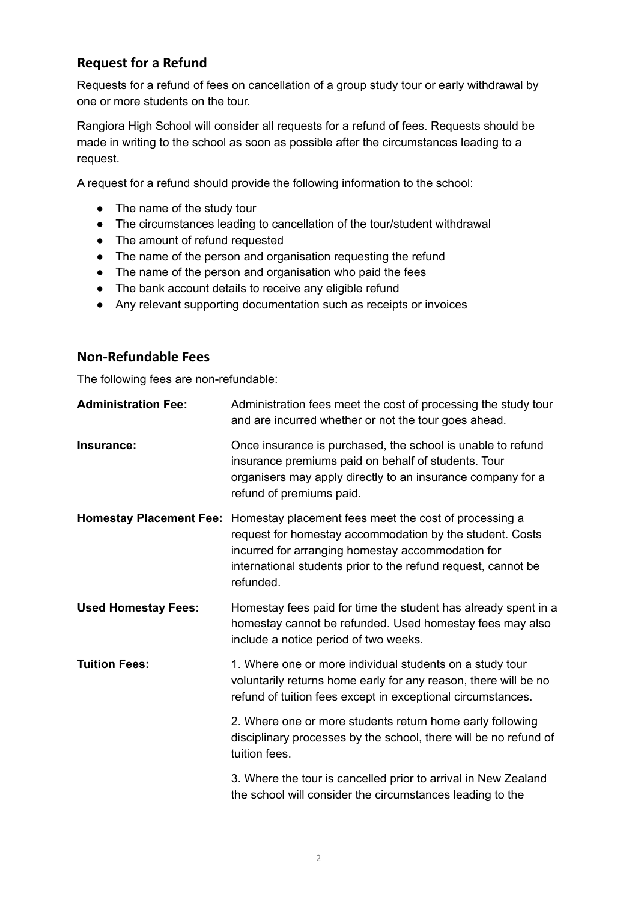## Request for a Refund

Requests for a refund of fees on cancellation of a group study tour or early withdrawal by one or more students on the tour.

Rangiora High School will consider all requests for a refund of fees. Requests should be made in writing to the school as soon as possible after the circumstances leading to a request.

A request for a refund should provide the following information to the school:

- The name of the study tour
- The circumstances leading to cancellation of the tour/student withdrawal
- The amount of refund requested
- The name of the person and organisation requesting the refund
- The name of the person and organisation who paid the fees
- The bank account details to receive any eligible refund
- Any relevant supporting documentation such as receipts or invoices

## Non-Refundable Fees

The following fees are non-refundable:

| | |
|---|---|
| **Administration Fee:** | Administration fees meet the cost of processing the study tour and are incurred whether or not the tour goes ahead. |
| **Insurance:** | Once insurance is purchased, the school is unable to refund insurance premiums paid on behalf of students. Tour organisers may apply directly to an insurance company for a refund of premiums paid. |
| **Homestay Placement Fee:** | Homestay placement fees meet the cost of processing a request for homestay accommodation by the student. Costs incurred for arranging homestay accommodation for international students prior to the refund request, cannot be refunded. |
| **Used Homestay Fees:** | Homestay fees paid for time the student has already spent in a homestay cannot be refunded. Used homestay fees may also include a notice period of two weeks. |
| **Tuition Fees:** | 1. Where one or more individual students on a study tour voluntarily returns home early for any reason, there will be no refund of tuition fees except in exceptional circumstances.<br><br>2. Where one or more students return home early following disciplinary processes by the school, there will be no refund of tuition fees.<br><br>3. Where the tour is cancelled prior to arrival in New Zealand the school will consider the circumstances leading to the |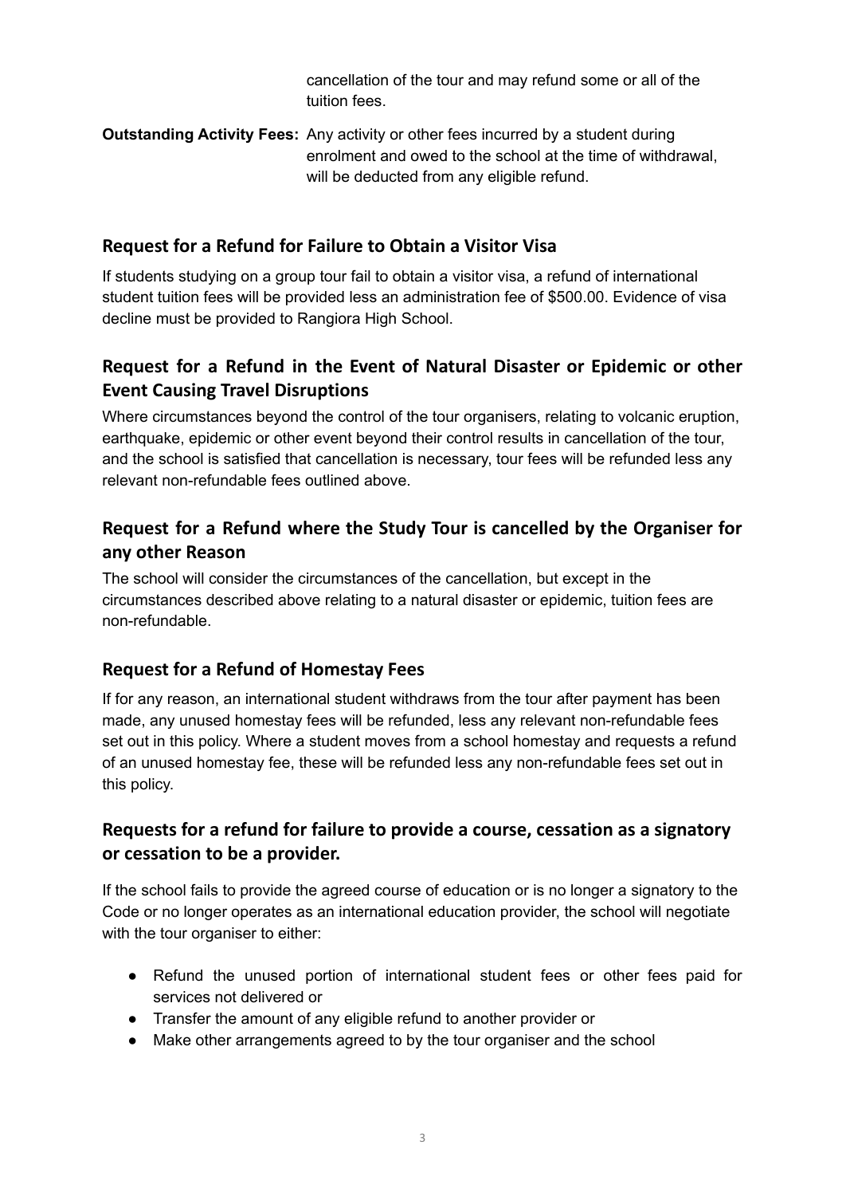cancellation of the tour and may refund some or all of the tuition fees.

**Outstanding Activity Fees:** Any activity or other fees incurred by a student during enrolment and owed to the school at the time of withdrawal, will be deducted from any eligible refund.

## Request for a Refund for Failure to Obtain a Visitor Visa

If students studying on a group tour fail to obtain a visitor visa, a refund of international student tuition fees will be provided less an administration fee of $500.00. Evidence of visa decline must be provided to Rangiora High School.

## Request for a Refund in the Event of Natural Disaster or Epidemic or other Event Causing Travel Disruptions

Where circumstances beyond the control of the tour organisers, relating to volcanic eruption, earthquake, epidemic or other event beyond their control results in cancellation of the tour, and the school is satisfied that cancellation is necessary, tour fees will be refunded less any relevant non-refundable fees outlined above.

## Request for a Refund where the Study Tour is cancelled by the Organiser for any other Reason

The school will consider the circumstances of the cancellation, but except in the circumstances described above relating to a natural disaster or epidemic, tuition fees are non-refundable.

## Request for a Refund of Homestay Fees

If for any reason, an international student withdraws from the tour after payment has been made, any unused homestay fees will be refunded, less any relevant non-refundable fees set out in this policy. Where a student moves from a school homestay and requests a refund of an unused homestay fee, these will be refunded less any non-refundable fees set out in this policy.

## Requests for a refund for failure to provide a course, cessation as a signatory or cessation to be a provider.

If the school fails to provide the agreed course of education or is no longer a signatory to the Code or no longer operates as an international education provider, the school will negotiate with the tour organiser to either:

- Refund the unused portion of international student fees or other fees paid for services not delivered or
- Transfer the amount of any eligible refund to another provider or
- Make other arrangements agreed to by the tour organiser and the school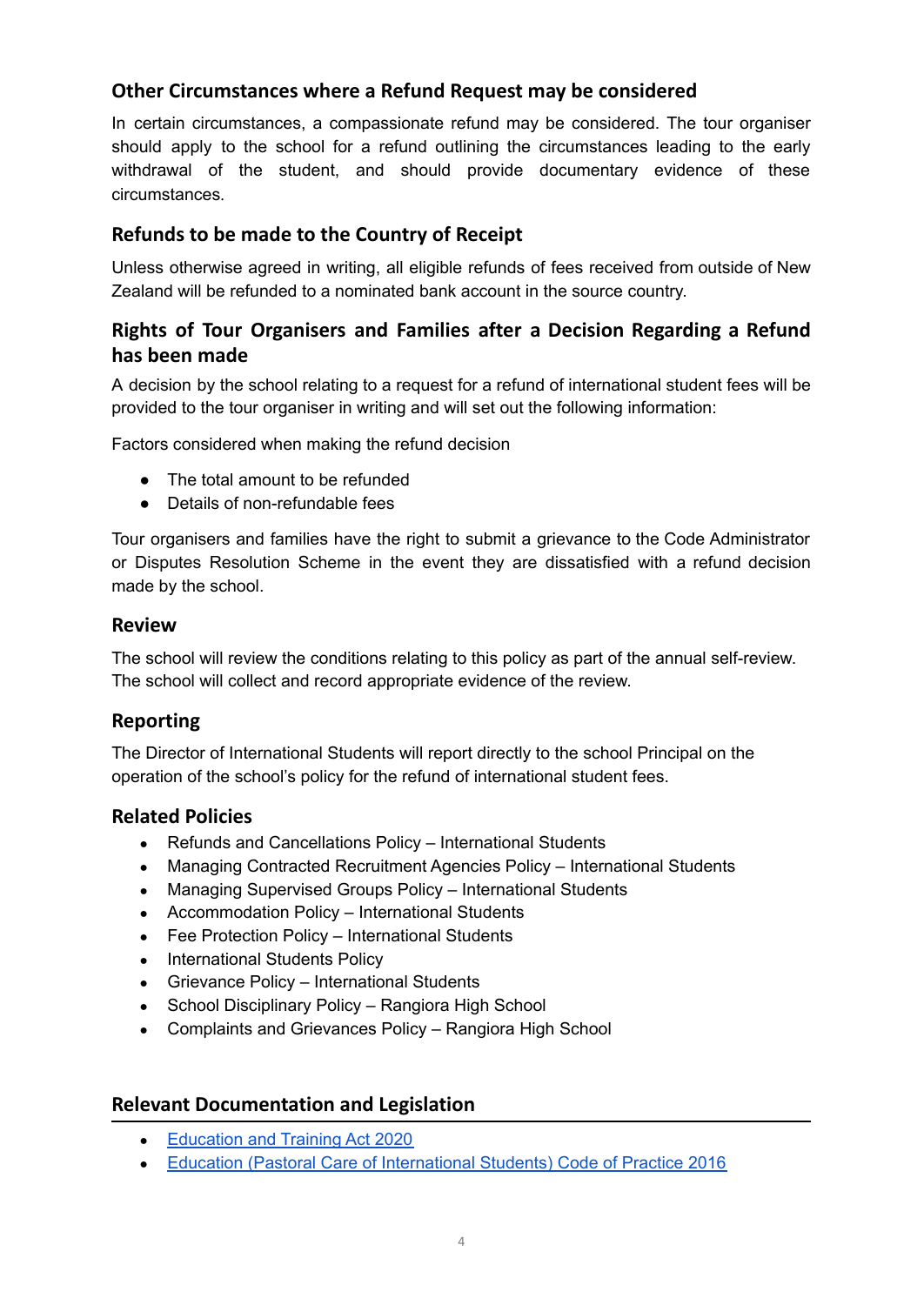## Other Circumstances where a Refund Request may be considered

In certain circumstances, a compassionate refund may be considered. The tour organiser should apply to the school for a refund outlining the circumstances leading to the early withdrawal of the student, and should provide documentary evidence of these circumstances.

## Refunds to be made to the Country of Receipt

Unless otherwise agreed in writing, all eligible refunds of fees received from outside of New Zealand will be refunded to a nominated bank account in the source country.

## Rights of Tour Organisers and Families after a Decision Regarding a Refund has been made

A decision by the school relating to a request for a refund of international student fees will be provided to the tour organiser in writing and will set out the following information:

Factors considered when making the refund decision

- The total amount to be refunded
- Details of non-refundable fees

Tour organisers and families have the right to submit a grievance to the Code Administrator or Disputes Resolution Scheme in the event they are dissatisfied with a refund decision made by the school.

## Review

The school will review the conditions relating to this policy as part of the annual self-review. The school will collect and record appropriate evidence of the review.

## Reporting

The Director of International Students will report directly to the school Principal on the operation of the school's policy for the refund of international student fees.

## Related Policies

- Refunds and Cancellations Policy – International Students
- Managing Contracted Recruitment Agencies Policy – International Students
- Managing Supervised Groups Policy – International Students
- Accommodation Policy – International Students
- Fee Protection Policy – International Students
- International Students Policy
- Grievance Policy – International Students
- School Disciplinary Policy – Rangiora High School
- Complaints and Grievances Policy – Rangiora High School

## Relevant Documentation and Legislation

- Education and Training Act 2020
- Education (Pastoral Care of International Students) Code of Practice 2016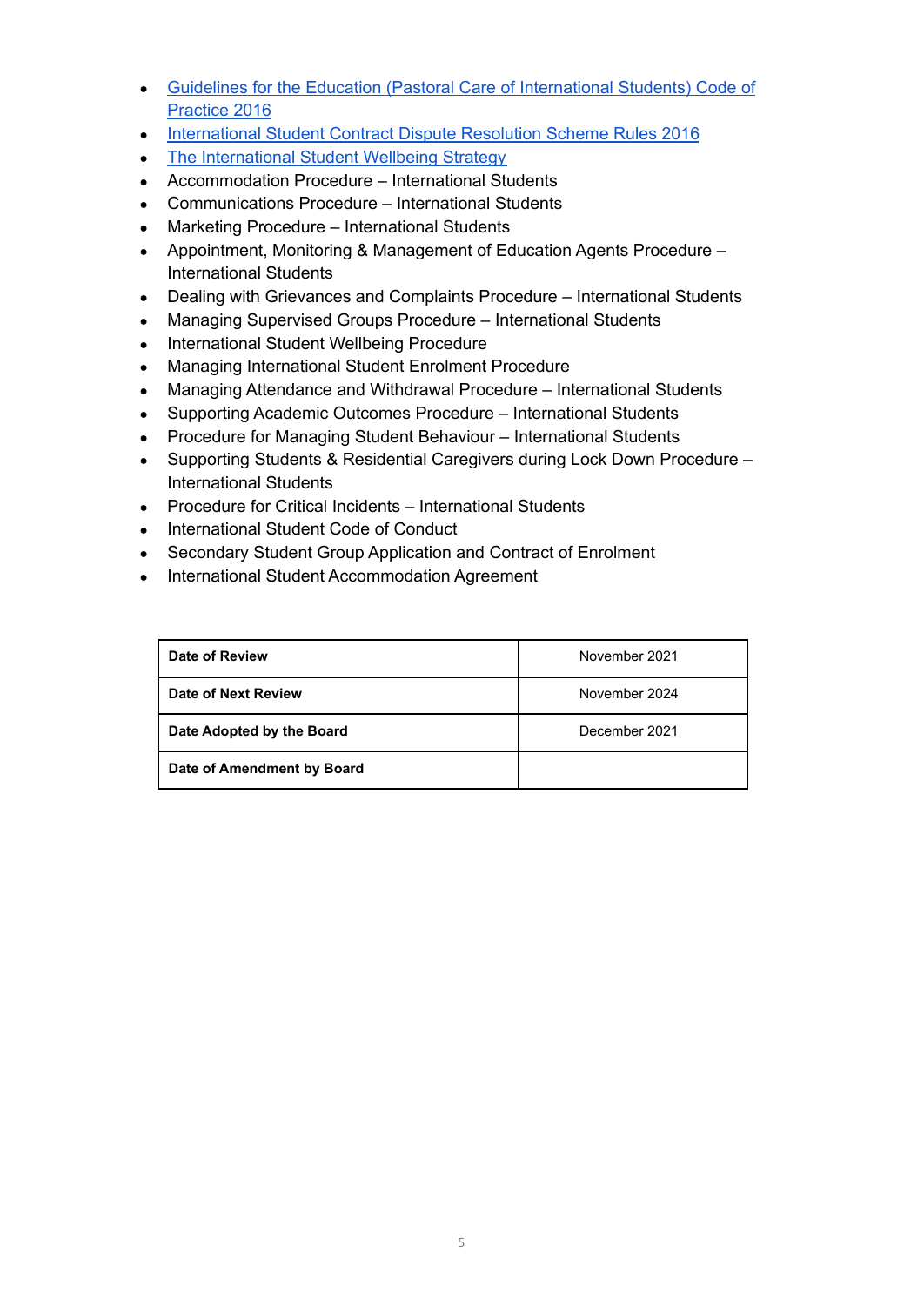- Guidelines for the Education (Pastoral Care of International Students) Code of Practice 2016
- International Student Contract Dispute Resolution Scheme Rules 2016
- The International Student Wellbeing Strategy
- Accommodation Procedure – International Students
- Communications Procedure – International Students
- Marketing Procedure – International Students
- Appointment, Monitoring & Management of Education Agents Procedure – International Students
- Dealing with Grievances and Complaints Procedure – International Students
- Managing Supervised Groups Procedure – International Students
- International Student Wellbeing Procedure
- Managing International Student Enrolment Procedure
- Managing Attendance and Withdrawal Procedure – International Students
- Supporting Academic Outcomes Procedure – International Students
- Procedure for Managing Student Behaviour – International Students
- Supporting Students & Residential Caregivers during Lock Down Procedure – International Students
- Procedure for Critical Incidents – International Students
- International Student Code of Conduct
- Secondary Student Group Application and Contract of Enrolment
- International Student Accommodation Agreement

| | |
|---|---|
| **Date of Review** | November 2021 |
| **Date of Next Review** | November 2024 |
| **Date Adopted by the Board** | December 2021 |
| **Date of Amendment by Board** | |